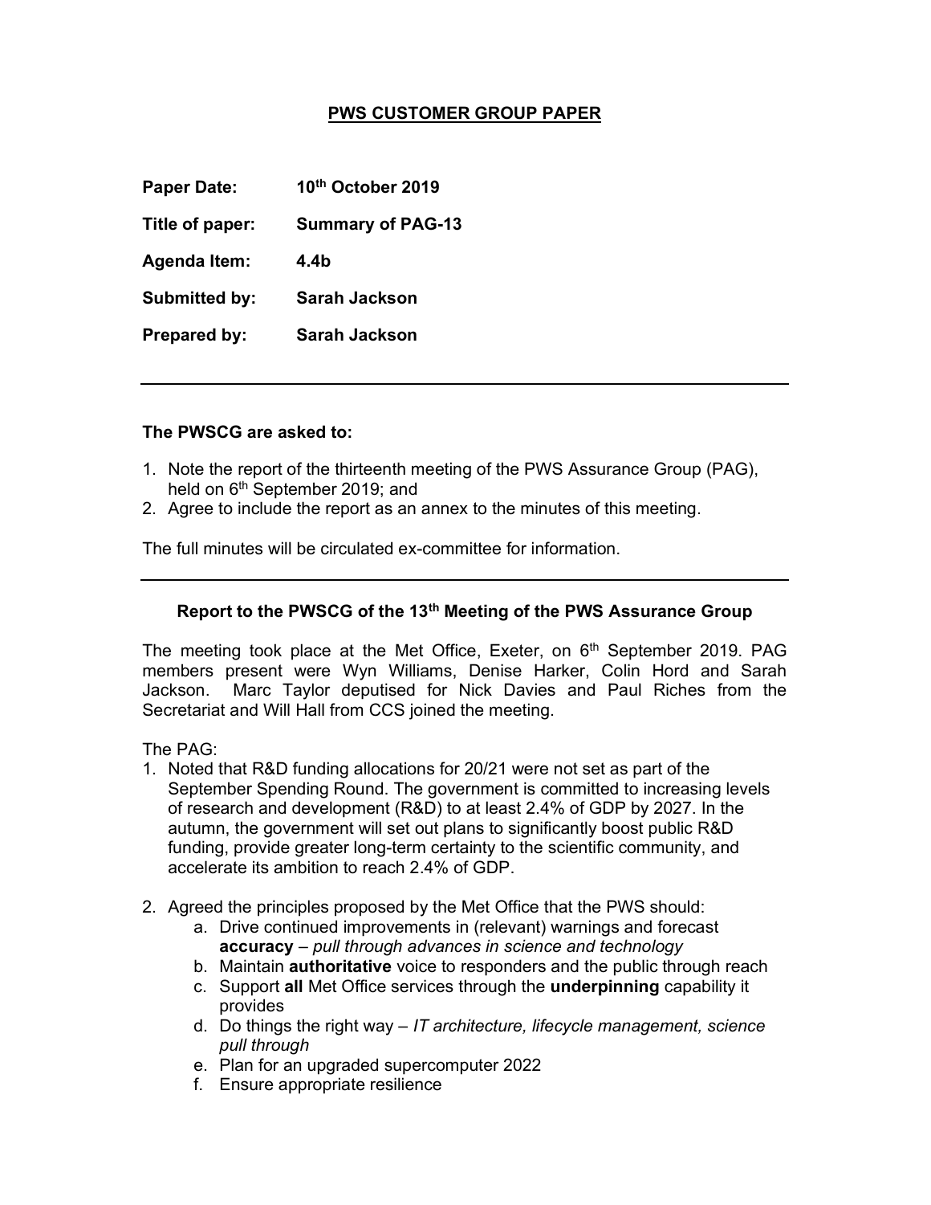# PWS CUSTOMER GROUP PAPER

**Paper Date:** 10th October 2019

**Title of paper:** Summary of PAG-13

**Agenda Item:** 4.4b

**Submitted by:** Sarah Jackson

**Prepared by:** Sarah Jackson

---

**The PWSCG are asked to:**

1. Note the report of the thirteenth meeting of the PWS Assurance Group (PAG), held on 6th September 2019; and
2. Agree to include the report as an annex to the minutes of this meeting.

The full minutes will be circulated ex-committee for information.

---

## Report to the PWSCG of the 13th Meeting of the PWS Assurance Group

The meeting took place at the Met Office, Exeter, on 6th September 2019. PAG members present were Wyn Williams, Denise Harker, Colin Hord and Sarah Jackson. Marc Taylor deputised for Nick Davies and Paul Riches from the Secretariat and Will Hall from CCS joined the meeting.

The PAG:

1. Noted that R&D funding allocations for 20/21 were not set as part of the September Spending Round. The government is committed to increasing levels of research and development (R&D) to at least 2.4% of GDP by 2027. In the autumn, the government will set out plans to significantly boost public R&D funding, provide greater long-term certainty to the scientific community, and accelerate its ambition to reach 2.4% of GDP.

2. Agreed the principles proposed by the Met Office that the PWS should:
   a. Drive continued improvements in (relevant) warnings and forecast **accuracy** – *pull through advances in science and technology*
   b. Maintain **authoritative** voice to responders and the public through reach
   c. Support **all** Met Office services through the **underpinning** capability it provides
   d. Do things the right way – *IT architecture, lifecycle management, science pull through*
   e. Plan for an upgraded supercomputer 2022
   f. Ensure appropriate resilience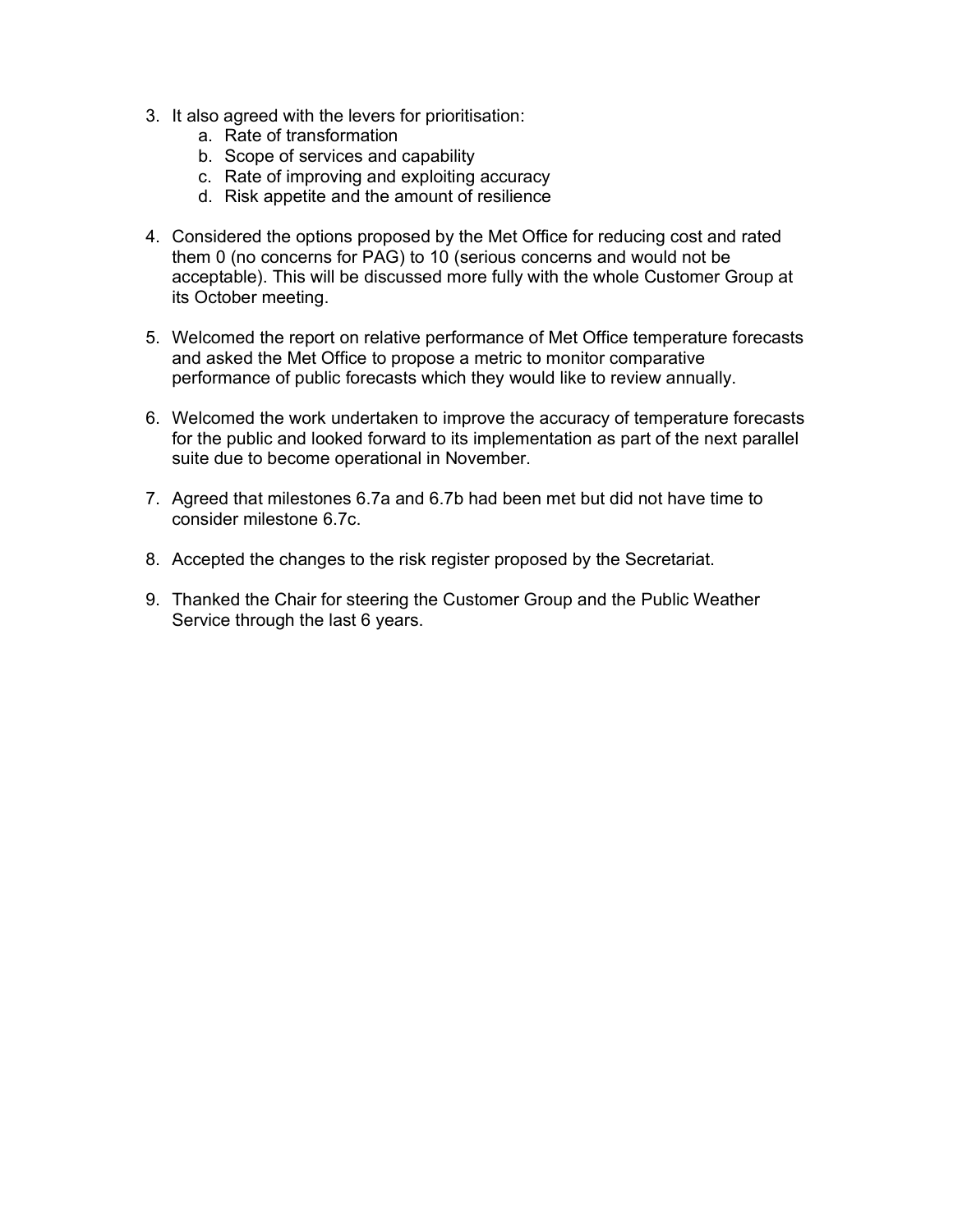3. It also agreed with the levers for prioritisation:
    a. Rate of transformation
    b. Scope of services and capability
    c. Rate of improving and exploiting accuracy
    d. Risk appetite and the amount of resilience

4. Considered the options proposed by the Met Office for reducing cost and rated them 0 (no concerns for PAG) to 10 (serious concerns and would not be acceptable). This will be discussed more fully with the whole Customer Group at its October meeting.

5. Welcomed the report on relative performance of Met Office temperature forecasts and asked the Met Office to propose a metric to monitor comparative performance of public forecasts which they would like to review annually.

6. Welcomed the work undertaken to improve the accuracy of temperature forecasts for the public and looked forward to its implementation as part of the next parallel suite due to become operational in November.

7. Agreed that milestones 6.7a and 6.7b had been met but did not have time to consider milestone 6.7c.

8. Accepted the changes to the risk register proposed by the Secretariat.

9. Thanked the Chair for steering the Customer Group and the Public Weather Service through the last 6 years.